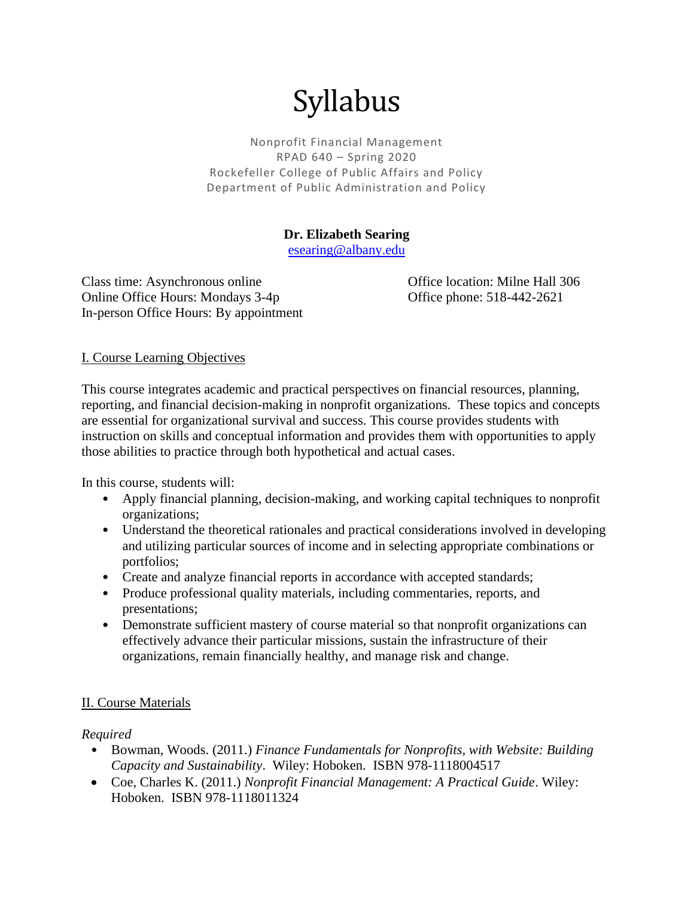# Syllabus

Nonprofit Financial Management
RPAD 640 – Spring 2020
Rockefeller College of Public Affairs and Policy
Department of Public Administration and Policy

**Dr. Elizabeth Searing**
esearing@albany.edu

Class time: Asynchronous online
Online Office Hours: Mondays 3-4p
In-person Office Hours: By appointment

Office location: Milne Hall 306
Office phone: 518-442-2621

## I. Course Learning Objectives

This course integrates academic and practical perspectives on financial resources, planning, reporting, and financial decision-making in nonprofit organizations. These topics and concepts are essential for organizational survival and success. This course provides students with instruction on skills and conceptual information and provides them with opportunities to apply those abilities to practice through both hypothetical and actual cases.

In this course, students will:

- Apply financial planning, decision-making, and working capital techniques to nonprofit organizations;
- Understand the theoretical rationales and practical considerations involved in developing and utilizing particular sources of income and in selecting appropriate combinations or portfolios;
- Create and analyze financial reports in accordance with accepted standards;
- Produce professional quality materials, including commentaries, reports, and presentations;
- Demonstrate sufficient mastery of course material so that nonprofit organizations can effectively advance their particular missions, sustain the infrastructure of their organizations, remain financially healthy, and manage risk and change.

## II. Course Materials

*Required*

- Bowman, Woods. (2011.) *Finance Fundamentals for Nonprofits, with Website: Building Capacity and Sustainability*. Wiley: Hoboken. ISBN 978-1118004517
- Coe, Charles K. (2011.) *Nonprofit Financial Management: A Practical Guide*. Wiley: Hoboken. ISBN 978-1118011324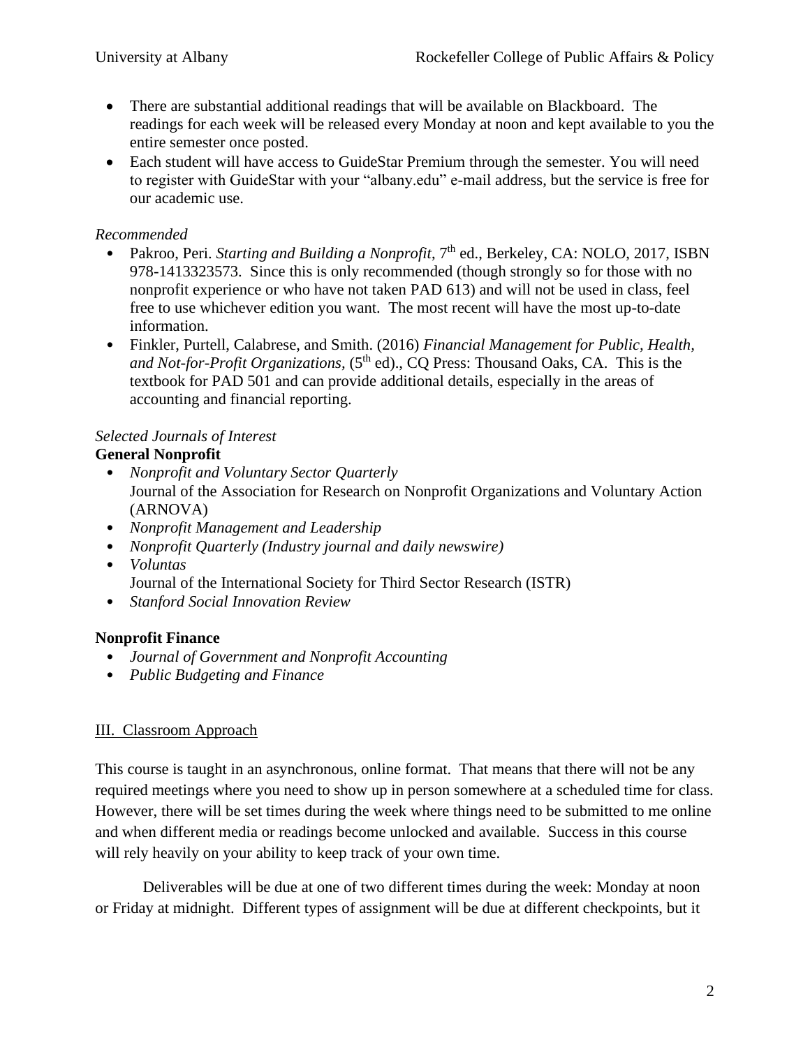- There are substantial additional readings that will be available on Blackboard. The readings for each week will be released every Monday at noon and kept available to you the entire semester once posted.
- Each student will have access to GuideStar Premium through the semester. You will need to register with GuideStar with your "albany.edu" e-mail address, but the service is free for our academic use.

*Recommended*

- Pakroo, Peri. *Starting and Building a Nonprofit*, 7th ed., Berkeley, CA: NOLO, 2017, ISBN 978-1413323573. Since this is only recommended (though strongly so for those with no nonprofit experience or who have not taken PAD 613) and will not be used in class, feel free to use whichever edition you want. The most recent will have the most up-to-date information.
- Finkler, Purtell, Calabrese, and Smith. (2016) *Financial Management for Public, Health, and Not-for-Profit Organizations,* (5th ed)., CQ Press: Thousand Oaks, CA. This is the textbook for PAD 501 and can provide additional details, especially in the areas of accounting and financial reporting.

*Selected Journals of Interest*

**General Nonprofit**

- *Nonprofit and Voluntary Sector Quarterly*
  Journal of the Association for Research on Nonprofit Organizations and Voluntary Action (ARNOVA)
- *Nonprofit Management and Leadership*
- *Nonprofit Quarterly (Industry journal and daily newswire)*
- *Voluntas*
  Journal of the International Society for Third Sector Research (ISTR)
- *Stanford Social Innovation Review*

**Nonprofit Finance**

- *Journal of Government and Nonprofit Accounting*
- *Public Budgeting and Finance*

## III. Classroom Approach

This course is taught in an asynchronous, online format. That means that there will not be any required meetings where you need to show up in person somewhere at a scheduled time for class. However, there will be set times during the week where things need to be submitted to me online and when different media or readings become unlocked and available. Success in this course will rely heavily on your ability to keep track of your own time.

Deliverables will be due at one of two different times during the week: Monday at noon or Friday at midnight. Different types of assignment will be due at different checkpoints, but it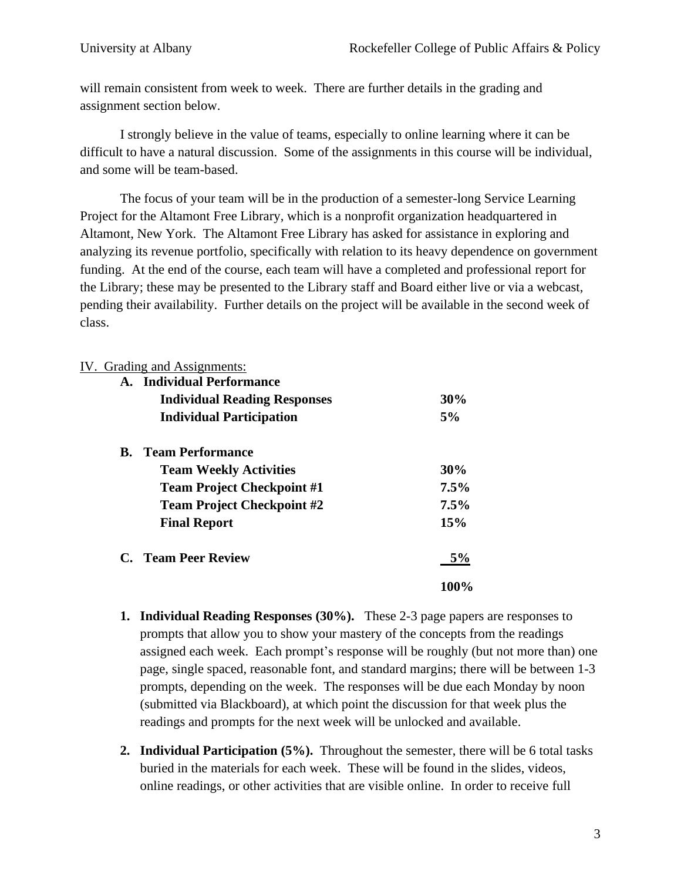will remain consistent from week to week. There are further details in the grading and assignment section below.

I strongly believe in the value of teams, especially to online learning where it can be difficult to have a natural discussion. Some of the assignments in this course will be individual, and some will be team-based.

The focus of your team will be in the production of a semester-long Service Learning Project for the Altamont Free Library, which is a nonprofit organization headquartered in Altamont, New York. The Altamont Free Library has asked for assistance in exploring and analyzing its revenue portfolio, specifically with relation to its heavy dependence on government funding. At the end of the course, each team will have a completed and professional report for the Library; these may be presented to the Library staff and Board either live or via a webcast, pending their availability. Further details on the project will be available in the second week of class.

## IV. Grading and Assignments:

| | |
|---|---|
| **A. Individual Performance** | |
| **Individual Reading Responses** | **30%** |
| **Individual Participation** | **5%** |
| **B. Team Performance** | |
| **Team Weekly Activities** | **30%** |
| **Team Project Checkpoint #1** | **7.5%** |
| **Team Project Checkpoint #2** | **7.5%** |
| **Final Report** | **15%** |
| **C. Team Peer Review** | **5%** |
| | **100%** |

1. **Individual Reading Responses (30%).** These 2-3 page papers are responses to prompts that allow you to show your mastery of the concepts from the readings assigned each week. Each prompt's response will be roughly (but not more than) one page, single spaced, reasonable font, and standard margins; there will be between 1-3 prompts, depending on the week. The responses will be due each Monday by noon (submitted via Blackboard), at which point the discussion for that week plus the readings and prompts for the next week will be unlocked and available.

2. **Individual Participation (5%).** Throughout the semester, there will be 6 total tasks buried in the materials for each week. These will be found in the slides, videos, online readings, or other activities that are visible online. In order to receive full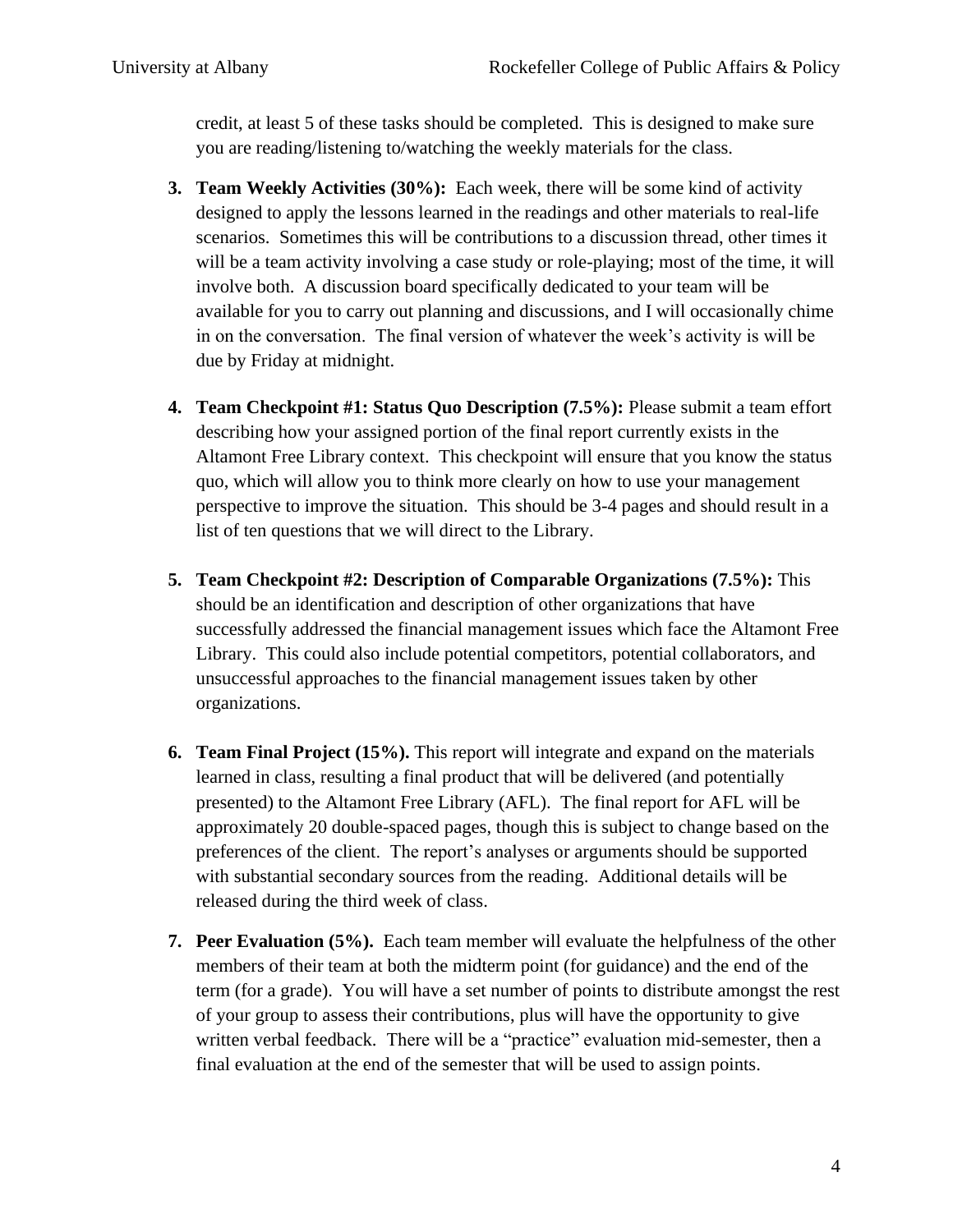credit, at least 5 of these tasks should be completed. This is designed to make sure you are reading/listening to/watching the weekly materials for the class.

3. **Team Weekly Activities (30%):** Each week, there will be some kind of activity designed to apply the lessons learned in the readings and other materials to real-life scenarios. Sometimes this will be contributions to a discussion thread, other times it will be a team activity involving a case study or role-playing; most of the time, it will involve both. A discussion board specifically dedicated to your team will be available for you to carry out planning and discussions, and I will occasionally chime in on the conversation. The final version of whatever the week's activity is will be due by Friday at midnight.

4. **Team Checkpoint #1: Status Quo Description (7.5%):** Please submit a team effort describing how your assigned portion of the final report currently exists in the Altamont Free Library context. This checkpoint will ensure that you know the status quo, which will allow you to think more clearly on how to use your management perspective to improve the situation. This should be 3-4 pages and should result in a list of ten questions that we will direct to the Library.

5. **Team Checkpoint #2: Description of Comparable Organizations (7.5%):** This should be an identification and description of other organizations that have successfully addressed the financial management issues which face the Altamont Free Library. This could also include potential competitors, potential collaborators, and unsuccessful approaches to the financial management issues taken by other organizations.

6. **Team Final Project (15%).** This report will integrate and expand on the materials learned in class, resulting a final product that will be delivered (and potentially presented) to the Altamont Free Library (AFL). The final report for AFL will be approximately 20 double-spaced pages, though this is subject to change based on the preferences of the client. The report's analyses or arguments should be supported with substantial secondary sources from the reading. Additional details will be released during the third week of class.

7. **Peer Evaluation (5%).** Each team member will evaluate the helpfulness of the other members of their team at both the midterm point (for guidance) and the end of the term (for a grade). You will have a set number of points to distribute amongst the rest of your group to assess their contributions, plus will have the opportunity to give written verbal feedback. There will be a "practice" evaluation mid-semester, then a final evaluation at the end of the semester that will be used to assign points.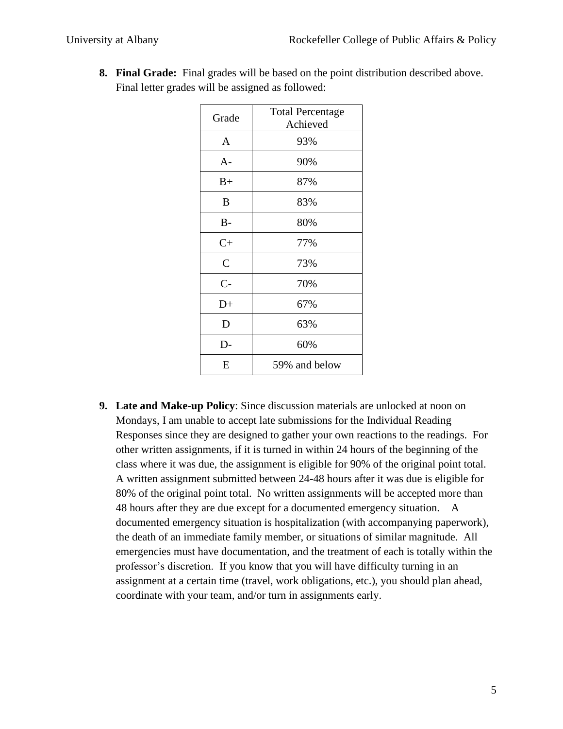8. **Final Grade:** Final grades will be based on the point distribution described above. Final letter grades will be assigned as followed:

| Grade | Total Percentage Achieved |
|---|---|
| A | 93% |
| A- | 90% |
| B+ | 87% |
| B | 83% |
| B- | 80% |
| C+ | 77% |
| C | 73% |
| C- | 70% |
| D+ | 67% |
| D | 63% |
| D- | 60% |
| E | 59% and below |

9. **Late and Make-up Policy**: Since discussion materials are unlocked at noon on Mondays, I am unable to accept late submissions for the Individual Reading Responses since they are designed to gather your own reactions to the readings. For other written assignments, if it is turned in within 24 hours of the beginning of the class where it was due, the assignment is eligible for 90% of the original point total. A written assignment submitted between 24-48 hours after it was due is eligible for 80% of the original point total. No written assignments will be accepted more than 48 hours after they are due except for a documented emergency situation. A documented emergency situation is hospitalization (with accompanying paperwork), the death of an immediate family member, or situations of similar magnitude. All emergencies must have documentation, and the treatment of each is totally within the professor's discretion. If you know that you will have difficulty turning in an assignment at a certain time (travel, work obligations, etc.), you should plan ahead, coordinate with your team, and/or turn in assignments early.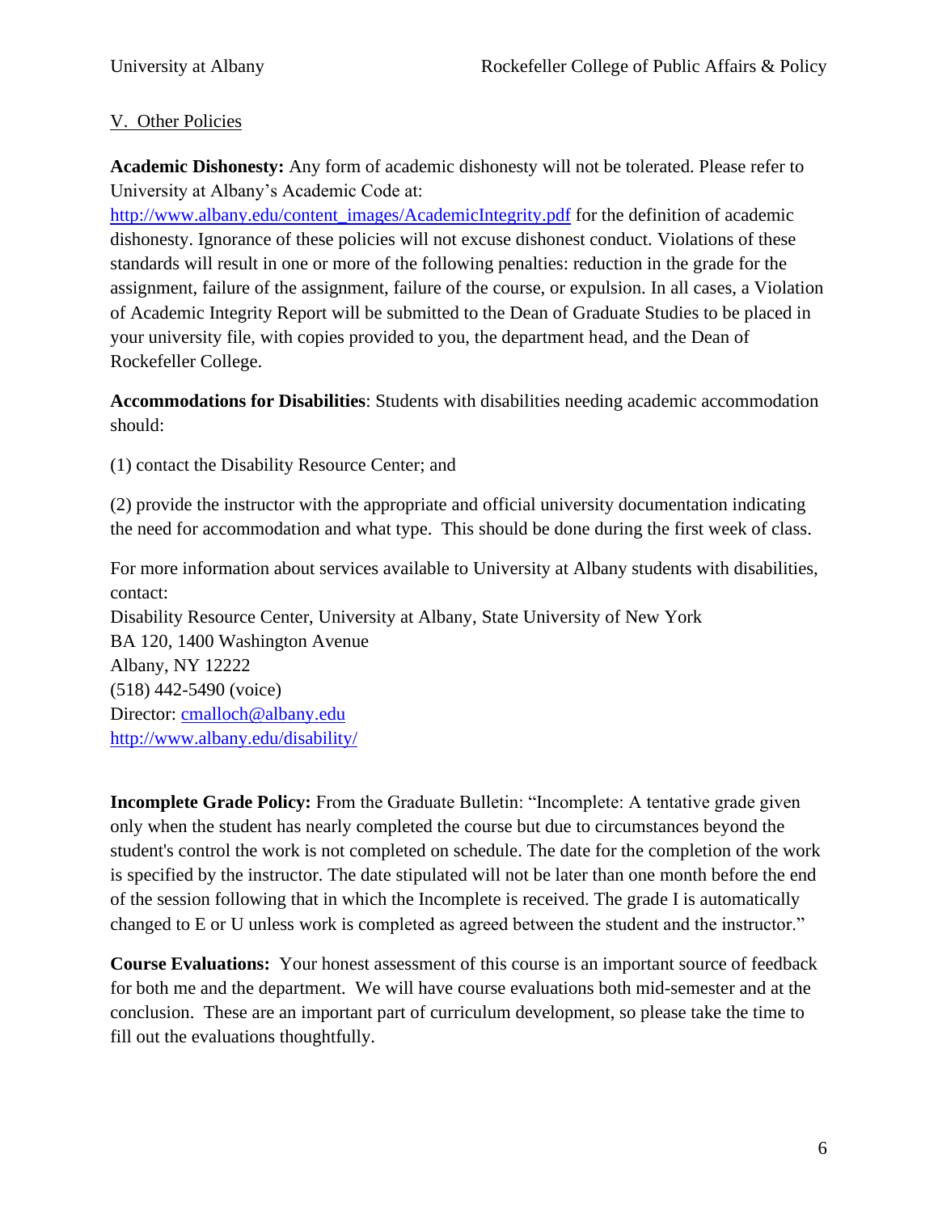## V. Other Policies

**Academic Dishonesty:** Any form of academic dishonesty will not be tolerated. Please refer to University at Albany's Academic Code at: http://www.albany.edu/content_images/AcademicIntegrity.pdf for the definition of academic dishonesty. Ignorance of these policies will not excuse dishonest conduct. Violations of these standards will result in one or more of the following penalties: reduction in the grade for the assignment, failure of the assignment, failure of the course, or expulsion. In all cases, a Violation of Academic Integrity Report will be submitted to the Dean of Graduate Studies to be placed in your university file, with copies provided to you, the department head, and the Dean of Rockefeller College.

**Accommodations for Disabilities**: Students with disabilities needing academic accommodation should:

(1) contact the Disability Resource Center; and

(2) provide the instructor with the appropriate and official university documentation indicating the need for accommodation and what type. This should be done during the first week of class.

For more information about services available to University at Albany students with disabilities, contact:
Disability Resource Center, University at Albany, State University of New York
BA 120, 1400 Washington Avenue
Albany, NY 12222
(518) 442-5490 (voice)
Director: cmalloch@albany.edu
http://www.albany.edu/disability/

**Incomplete Grade Policy:** From the Graduate Bulletin: "Incomplete: A tentative grade given only when the student has nearly completed the course but due to circumstances beyond the student's control the work is not completed on schedule. The date for the completion of the work is specified by the instructor. The date stipulated will not be later than one month before the end of the session following that in which the Incomplete is received. The grade I is automatically changed to E or U unless work is completed as agreed between the student and the instructor."

**Course Evaluations:** Your honest assessment of this course is an important source of feedback for both me and the department. We will have course evaluations both mid-semester and at the conclusion. These are an important part of curriculum development, so please take the time to fill out the evaluations thoughtfully.